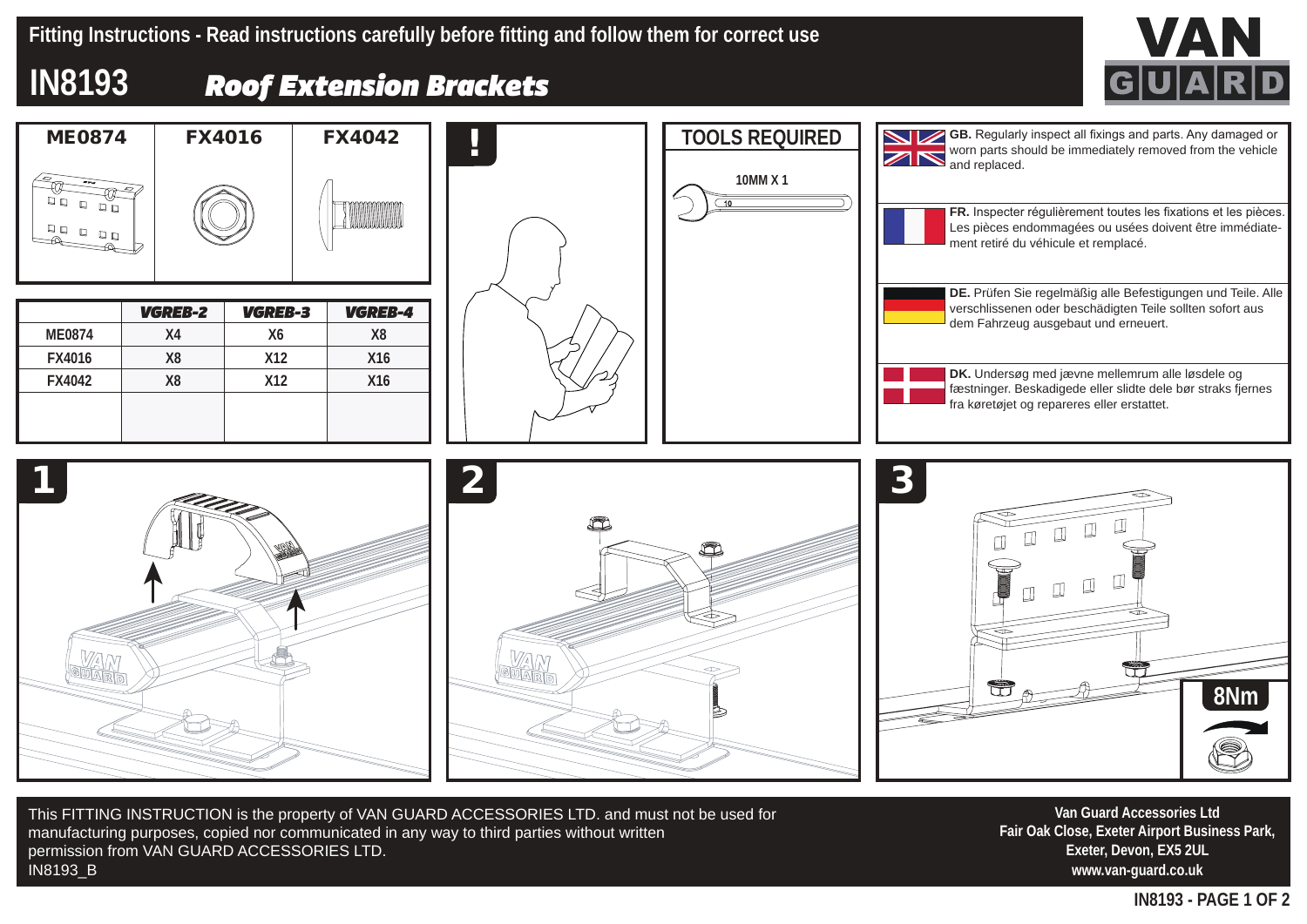# Fitting Instructions - Read instructions carefully before fitting and follow them for correct use

## IN8193 Roof Extension Brackets

| ME0874 | FX4016 | FX4042 |
|---|---|---|

| | VGREB-2 | VGREB-3 | VGREB-4 |
|---|---|---|---|
| ME0874 | X4 | X6 | X8 |
| FX4016 | X8 | X12 | X16 |
| FX4042 | X8 | X12 | X16 |

!

**TOOLS REQUIRED**

10MM X 1

**GB.** Regularly inspect all fixings and parts. Any damaged or worn parts should be immediately removed from the vehicle and replaced.

**FR.** Inspecter régulièrement toutes les fixations et les pièces. Les pièces endommagées ou usées doivent être immédiatement retiré du véhicule et remplacé.

**DE.** Prüfen Sie regelmäßig alle Befestigungen und Teile. Alle verschlissenen oder beschädigten Teile sollten sofort aus dem Fahrzeug ausgebaut und erneuert.

**DK.** Undersøg med jævne mellemrum alle løsdele og fæstninger. Beskadigede eller slidte dele bør straks fjernes fra køretøjet og repareres eller erstattet.

**1**

**2**

**3**

8Nm

This FITTING INSTRUCTION is the property of VAN GUARD ACCESSORIES LTD. and must not be used for manufacturing purposes, copied nor communicated in any way to third parties without written permission from VAN GUARD ACCESSORIES LTD.
IN8193_B

**Van Guard Accessories Ltd**
**Fair Oak Close, Exeter Airport Business Park,**
**Exeter, Devon, EX5 2UL**
**www.van-guard.co.uk**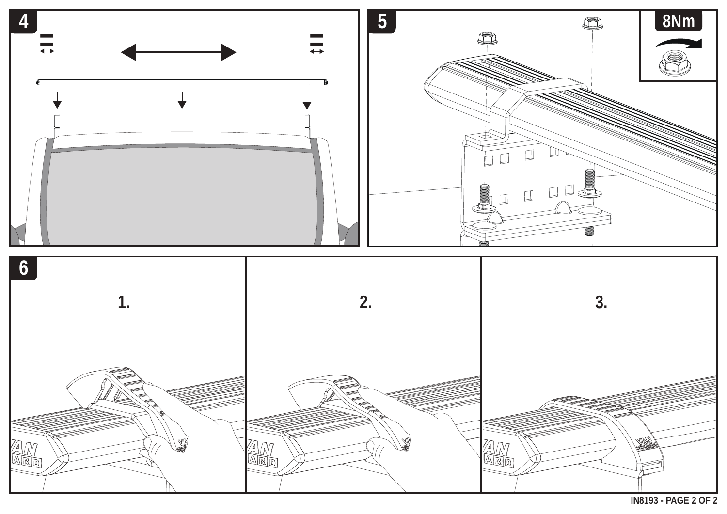4

5

8Nm

6

1.

2.

3.